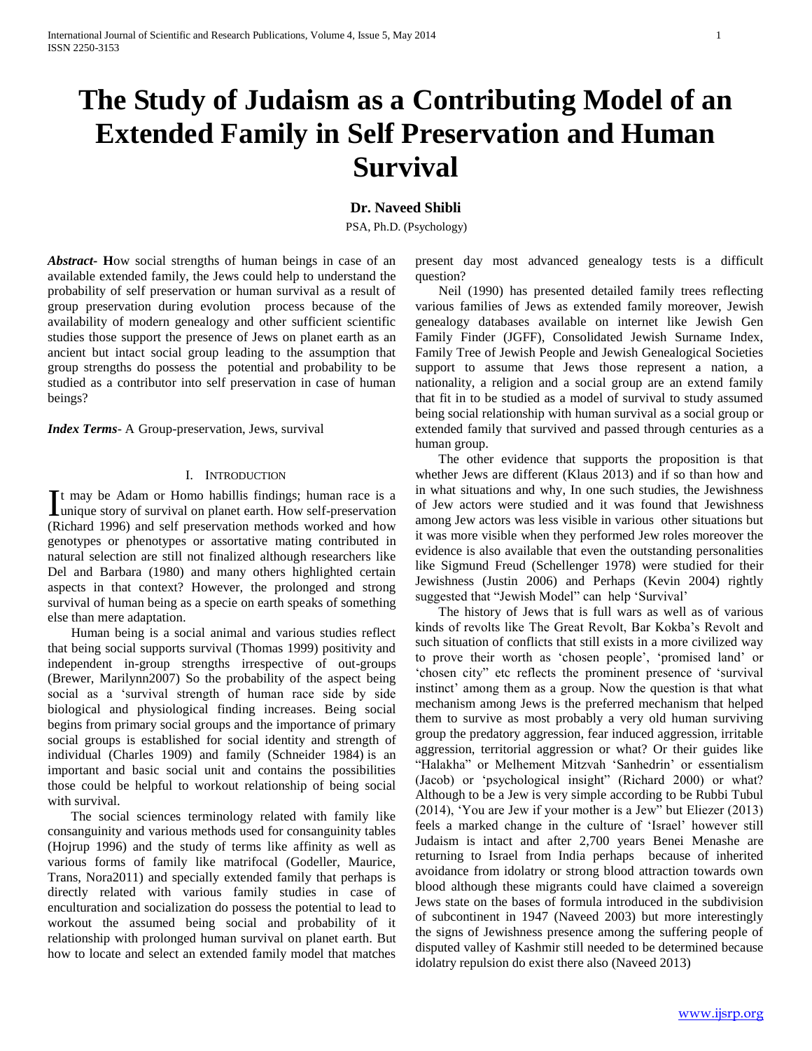# The Study of Judaism as a Contributing Model of an Extended Family in Self Preservation and Human Survival

**Dr. Naveed Shibli**

PSA, Ph.D. (Psychology)

***Abstract*-** How social strengths of human beings in case of an available extended family, the Jews could help to understand the probability of self preservation or human survival as a result of group preservation during evolution process because of the availability of modern genealogy and other sufficient scientific studies those support the presence of Jews on planet earth as an ancient but intact social group leading to the assumption that group strengths do possess the potential and probability to be studied as a contributor into self preservation in case of human beings?

***Index Terms*-** A Group-preservation, Jews, survival

## I. Introduction

It may be Adam or Homo habillis findings; human race is a unique story of survival on planet earth. How self-preservation (Richard 1996) and self preservation methods worked and how genotypes or phenotypes or assortative mating contributed in natural selection are still not finalized although researchers like Del and Barbara (1980) and many others highlighted certain aspects in that context? However, the prolonged and strong survival of human being as a specie on earth speaks of something else than mere adaptation.

Human being is a social animal and various studies reflect that being social supports survival (Thomas 1999) positivity and independent in-group strengths irrespective of out-groups (Brewer, Marilynn2007) So the probability of the aspect being social as a 'survival strength of human race side by side biological and physiological finding increases. Being social begins from primary social groups and the importance of primary social groups is established for social identity and strength of individual (Charles 1909) and family (Schneider 1984) is an important and basic social unit and contains the possibilities those could be helpful to workout relationship of being social with survival.

The social sciences terminology related with family like consanguinity and various methods used for consanguinity tables (Hojrup 1996) and the study of terms like affinity as well as various forms of family like matrifocal (Godeller, Maurice, Trans, Nora2011) and specially extended family that perhaps is directly related with various family studies in case of enculturation and socialization do possess the potential to lead to workout the assumed being social and probability of it relationship with prolonged human survival on planet earth. But how to locate and select an extended family model that matches present day most advanced genealogy tests is a difficult question?

Neil (1990) has presented detailed family trees reflecting various families of Jews as extended family moreover, Jewish genealogy databases available on internet like Jewish Gen Family Finder (JGFF), Consolidated Jewish Surname Index, Family Tree of Jewish People and Jewish Genealogical Societies support to assume that Jews those represent a nation, a nationality, a religion and a social group are an extend family that fit in to be studied as a model of survival to study assumed being social relationship with human survival as a social group or extended family that survived and passed through centuries as a human group.

The other evidence that supports the proposition is that whether Jews are different (Klaus 2013) and if so than how and in what situations and why, In one such studies, the Jewishness of Jew actors were studied and it was found that Jewishness among Jew actors was less visible in various other situations but it was more visible when they performed Jew roles moreover the evidence is also available that even the outstanding personalities like Sigmund Freud (Schellenger 1978) were studied for their Jewishness (Justin 2006) and Perhaps (Kevin 2004) rightly suggested that "Jewish Model" can help 'Survival'

The history of Jews that is full wars as well as of various kinds of revolts like The Great Revolt, Bar Kokba's Revolt and such situation of conflicts that still exists in a more civilized way to prove their worth as 'chosen people', 'promised land' or 'chosen city" etc reflects the prominent presence of 'survival instinct' among them as a group. Now the question is that what mechanism among Jews is the preferred mechanism that helped them to survive as most probably a very old human surviving group the predatory aggression, fear induced aggression, irritable aggression, territorial aggression or what? Or their guides like "Halakha" or Melhement Mitzvah 'Sanhedrin' or essentialism (Jacob) or 'psychological insight" (Richard 2000) or what? Although to be a Jew is very simple according to be Rubbi Tubul (2014), 'You are Jew if your mother is a Jew" but Eliezer (2013) feels a marked change in the culture of 'Israel' however still Judaism is intact and after 2,700 years Benei Menashe are returning to Israel from India perhaps because of inherited avoidance from idolatry or strong blood attraction towards own blood although these migrants could have claimed a sovereign Jews state on the bases of formula introduced in the subdivision of subcontinent in 1947 (Naveed 2003) but more interestingly the signs of Jewishness presence among the suffering people of disputed valley of Kashmir still needed to be determined because idolatry repulsion do exist there also (Naveed 2013)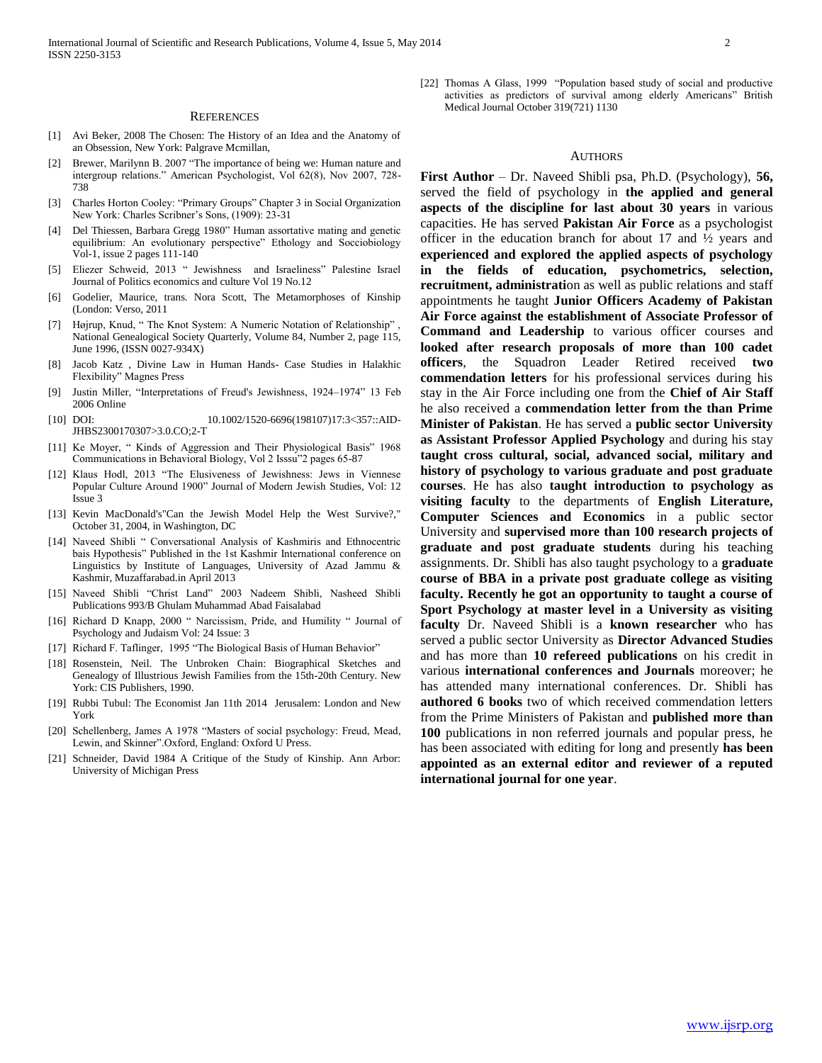## REFERENCES

[1] Avi Beker, 2008 The Chosen: The History of an Idea and the Anatomy of an Obsession, New York: Palgrave Mcmillan,

[2] Brewer, Marilynn B. 2007 "The importance of being we: Human nature and intergroup relations." American Psychologist, Vol 62(8), Nov 2007, 728-738

[3] Charles Horton Cooley: "Primary Groups" Chapter 3 in Social Organization New York: Charles Scribner's Sons, (1909): 23-31

[4] Del Thiessen, Barbara Gregg 1980" Human assortative mating and genetic equilibrium: An evolutionary perspective" Ethology and Socciobiology Vol-1, issue 2 pages 111-140

[5] Eliezer Schweid, 2013 " Jewishness and Israeliness" Palestine Israel Journal of Politics economics and culture Vol 19 No.12

[6] Godelier, Maurice, trans. Nora Scott, The Metamorphoses of Kinship (London: Verso, 2011

[7] Højrup, Knud, " The Knot System: A Numeric Notation of Relationship" , National Genealogical Society Quarterly, Volume 84, Number 2, page 115, June 1996, (ISSN 0027-934X)

[8] Jacob Katz , Divine Law in Human Hands- Case Studies in Halakhic Flexibility" Magnes Press

[9] Justin Miller, "Interpretations of Freud's Jewishness, 1924–1974" 13 Feb 2006 Online

[10] DOI: 10.1002/1520-6696(198107)17:3<357::AID-JHBS2300170307>3.0.CO;2-T

[11] Ke Moyer, " Kinds of Aggression and Their Physiological Basis" 1968 Communications in Behavioral Biology, Vol 2 Isssu"2 pages 65-87

[12] Klaus Hodl, 2013 "The Elusiveness of Jewishness: Jews in Viennese Popular Culture Around 1900" Journal of Modern Jewish Studies, Vol: 12 Issue 3

[13] Kevin MacDonald's"Can the Jewish Model Help the West Survive?," October 31, 2004, in Washington, DC

[14] Naveed Shibli " Conversational Analysis of Kashmiris and Ethnocentric bais Hypothesis" Published in the 1st Kashmir International conference on Linguistics by Institute of Languages, University of Azad Jammu & Kashmir, Muzaffarabad.in April 2013

[15] Naveed Shibli "Christ Land" 2003 Nadeem Shibli, Nasheed Shibli Publications 993/B Ghulam Muhammad Abad Faisalabad

[16] Richard D Knapp, 2000 " Narcissism, Pride, and Humility " Journal of Psychology and Judaism Vol: 24 Issue: 3

[17] Richard F. Taflinger, 1995 "The Biological Basis of Human Behavior"

[18] Rosenstein, Neil. The Unbroken Chain: Biographical Sketches and Genealogy of Illustrious Jewish Families from the 15th-20th Century. New York: CIS Publishers, 1990.

[19] Rubbi Tubul: The Economist Jan 11th 2014 Jerusalem: London and New York

[20] Schellenberg, James A 1978 "Masters of social psychology: Freud, Mead, Lewin, and Skinner".Oxford, England: Oxford U Press.

[21] Schneider, David 1984 A Critique of the Study of Kinship. Ann Arbor: University of Michigan Press

[22] Thomas A Glass, 1999 "Population based study of social and productive activities as predictors of survival among elderly Americans" British Medical Journal October 319(721) 1130

## AUTHORS

**First Author** – Dr. Naveed Shibli psa, Ph.D. (Psychology), **56,** served the field of psychology in **the applied and general aspects of the discipline for last about 30 years** in various capacities. He has served **Pakistan Air Force** as a psychologist officer in the education branch for about 17 and ½ years and **experienced and explored the applied aspects of psychology in the fields of education, psychometrics, selection, recruitment, administrati**on as well as public relations and staff appointments he taught **Junior Officers Academy of Pakistan Air Force against the establishment of Associate Professor of Command and Leadership** to various officer courses and **looked after research proposals of more than 100 cadet officers**, the Squadron Leader Retired received **two commendation letters** for his professional services during his stay in the Air Force including one from the **Chief of Air Staff** he also received a **commendation letter from the than Prime Minister of Pakistan**. He has served a **public sector University as Assistant Professor Applied Psychology** and during his stay **taught cross cultural, social, advanced social, military and history of psychology to various graduate and post graduate courses**. He has also **taught introduction to psychology as visiting faculty** to the departments of **English Literature, Computer Sciences and Economics** in a public sector University and **supervised more than 100 research projects of graduate and post graduate students** during his teaching assignments. Dr. Shibli has also taught psychology to a **graduate course of BBA in a private post graduate college as visiting faculty. Recently he got an opportunity to taught a course of Sport Psychology at master level in a University as visiting faculty** Dr. Naveed Shibli is a **known researcher** who has served a public sector University as **Director Advanced Studies** and has more than **10 refereed publications** on his credit in various **international conferences and Journals** moreover; he has attended many international conferences. Dr. Shibli has **authored 6 books** two of which received commendation letters from the Prime Ministers of Pakistan and **published more than 100** publications in non referred journals and popular press, he has been associated with editing for long and presently **has been appointed as an external editor and reviewer of a reputed international journal for one year**.